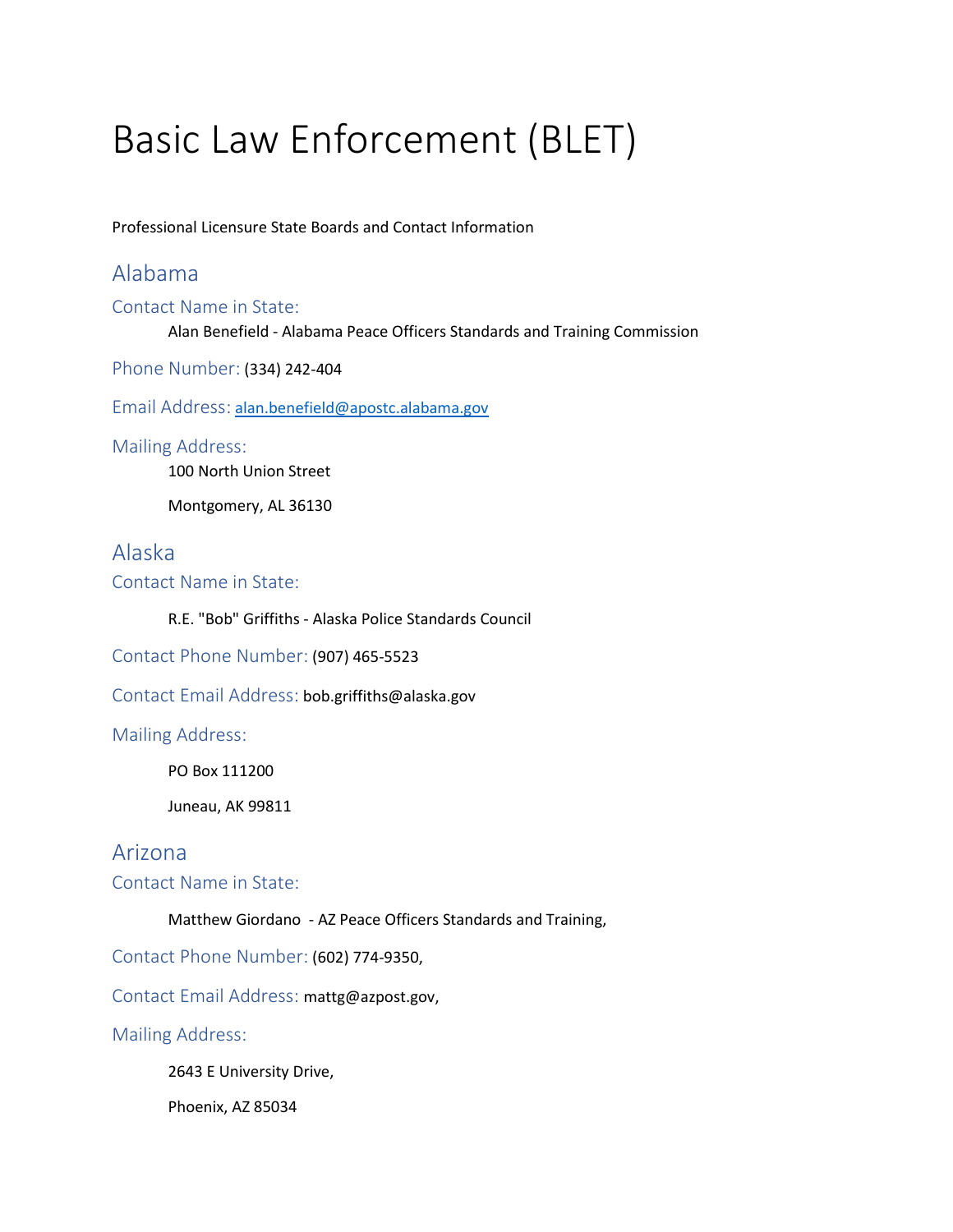# Basic Law Enforcement (BLET)

Professional Licensure State Boards and Contact Information

## Alabama

### Contact Name in State:

Alan Benefield - Alabama Peace Officers Standards and Training Commission

**Phone Number:** (334) 242-404

**Email Address:** alan.benefield@apostc.alabama.gov

### Mailing Address:

100 North Union Street

Montgomery, AL 36130

## Alaska

### Contact Name in State:

R.E. "Bob" Griffiths - Alaska Police Standards Council

**Contact Phone Number:** (907) 465-5523

**Contact Email Address:** bob.griffiths@alaska.gov

### Mailing Address:

PO Box 111200

Juneau, AK 99811

## Arizona

### Contact Name in State:

Matthew Giordano - AZ Peace Officers Standards and Training,

**Contact Phone Number:** (602) 774-9350,

**Contact Email Address:** mattg@azpost.gov,

### Mailing Address:

2643 E University Drive,

Phoenix, AZ 85034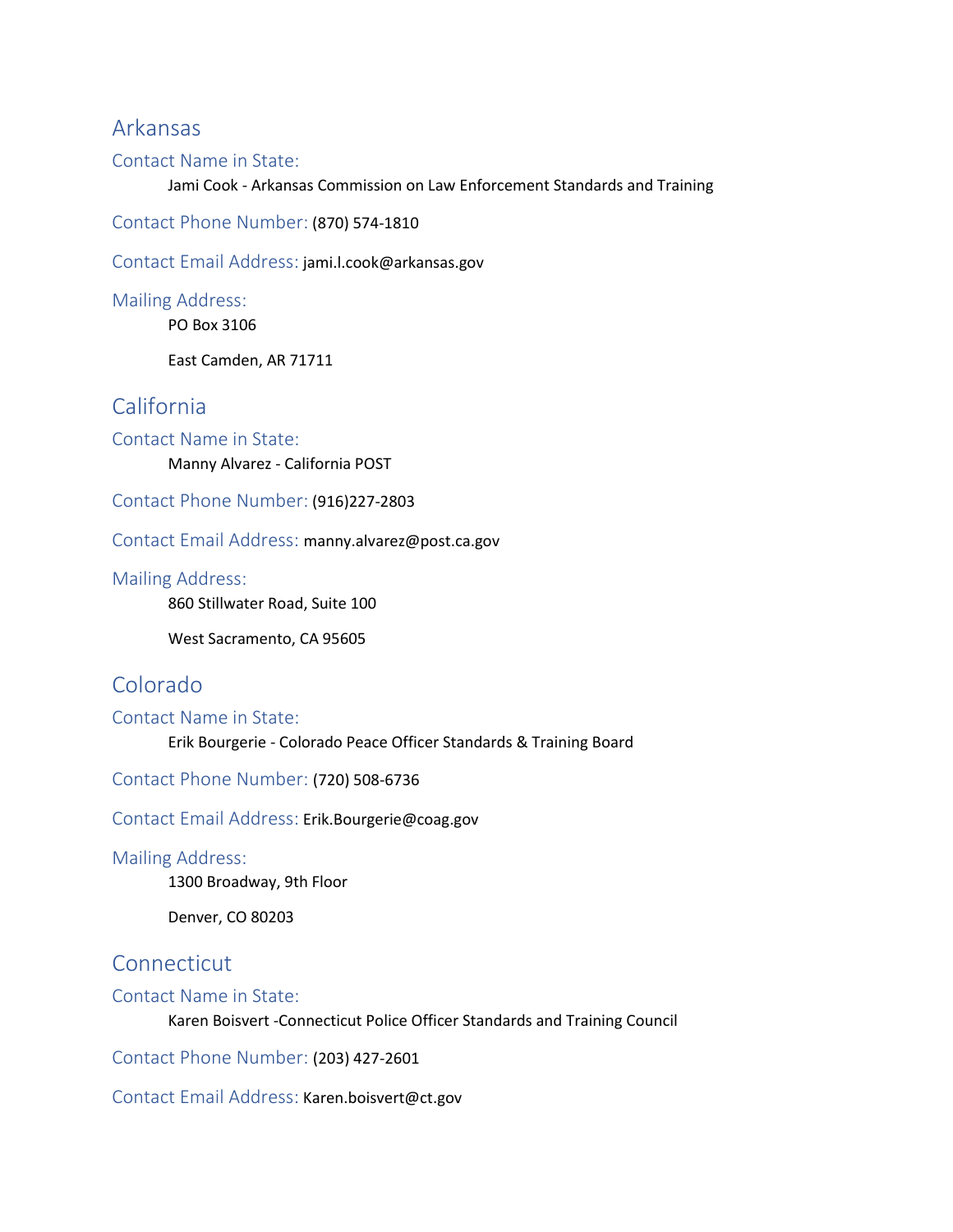## Arkansas

### Contact Name in State:

Jami Cook - Arkansas Commission on Law Enforcement Standards and Training

### Contact Phone Number: (870) 574-1810

### Contact Email Address: jami.l.cook@arkansas.gov

### Mailing Address:

PO Box 3106

East Camden, AR 71711

## California

### Contact Name in State:

Manny Alvarez - California POST

### Contact Phone Number: (916)227-2803

### Contact Email Address: manny.alvarez@post.ca.gov

### Mailing Address:

860 Stillwater Road, Suite 100

West Sacramento, CA 95605

## Colorado

### Contact Name in State:

Erik Bourgerie - Colorado Peace Officer Standards & Training Board

### Contact Phone Number: (720) 508-6736

### Contact Email Address: Erik.Bourgerie@coag.gov

### Mailing Address:

1300 Broadway, 9th Floor

Denver, CO 80203

## Connecticut

### Contact Name in State:

Karen Boisvert -Connecticut Police Officer Standards and Training Council

### Contact Phone Number: (203) 427-2601

### Contact Email Address: Karen.boisvert@ct.gov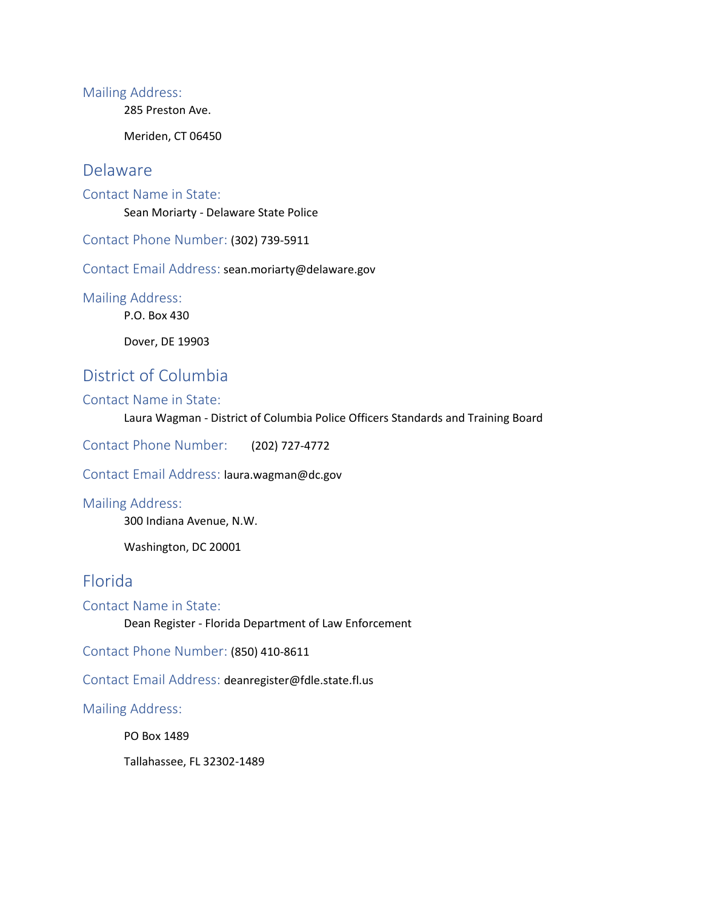### Mailing Address:

285 Preston Ave.

Meriden, CT 06450

## Delaware

### Contact Name in State:

Sean Moriarty - Delaware State Police

### Contact Phone Number: (302) 739-5911

### Contact Email Address: sean.moriarty@delaware.gov

### Mailing Address:

P.O. Box 430

Dover, DE 19903

## District of Columbia

### Contact Name in State:

Laura Wagman - District of Columbia Police Officers Standards and Training Board

### Contact Phone Number: (202) 727-4772

### Contact Email Address: laura.wagman@dc.gov

### Mailing Address:

300 Indiana Avenue, N.W.

Washington, DC 20001

## Florida

### Contact Name in State:

Dean Register - Florida Department of Law Enforcement

### Contact Phone Number: (850) 410-8611

### Contact Email Address: deanregister@fdle.state.fl.us

### Mailing Address:

PO Box 1489

Tallahassee, FL 32302-1489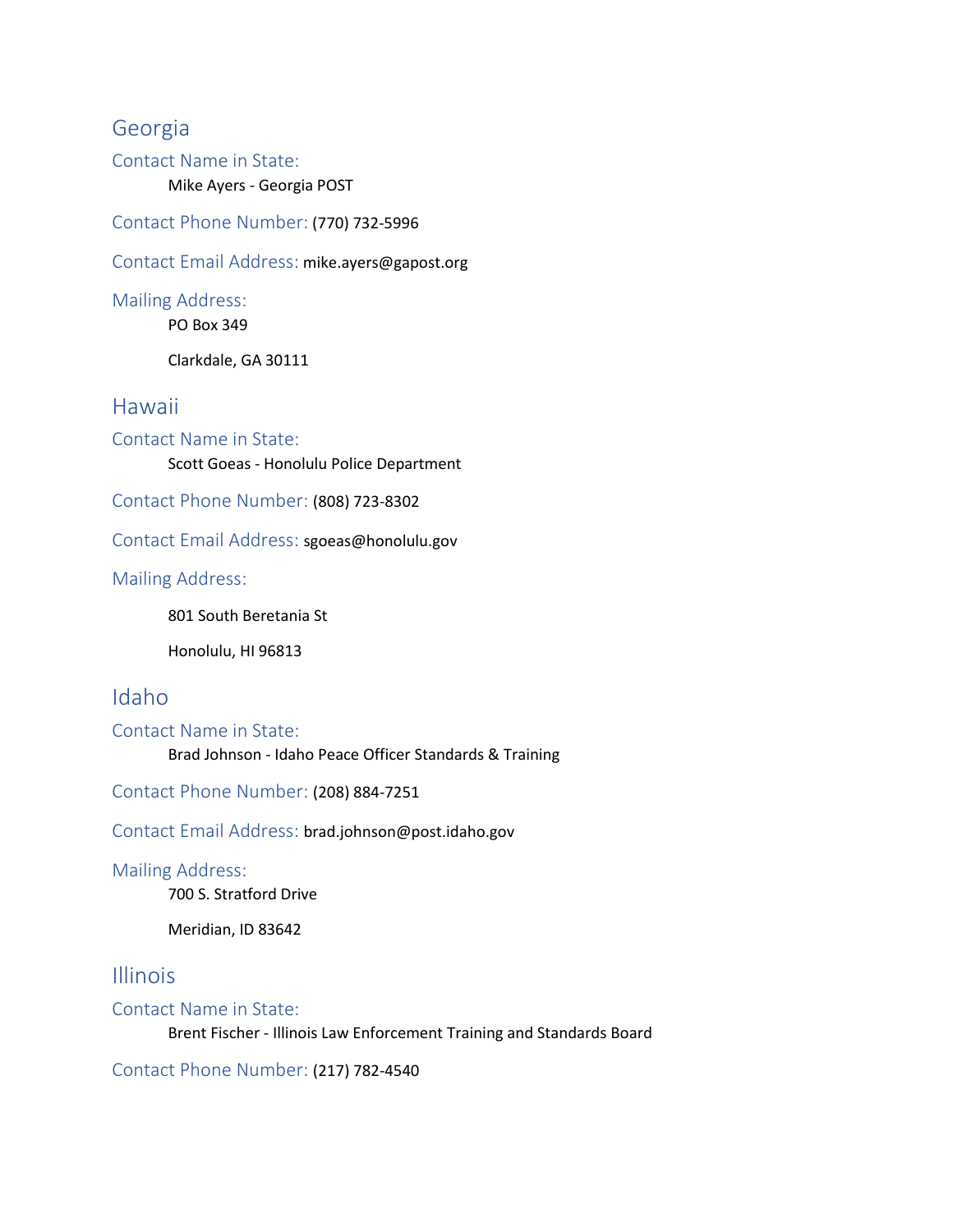## Georgia

### Contact Name in State:

Mike Ayers - Georgia POST

### Contact Phone Number: (770) 732-5996

### Contact Email Address: mike.ayers@gapost.org

### Mailing Address:

PO Box 349

Clarkdale, GA 30111

## Hawaii

### Contact Name in State:

Scott Goeas - Honolulu Police Department

### Contact Phone Number: (808) 723-8302

### Contact Email Address: sgoeas@honolulu.gov

### Mailing Address:

801 South Beretania St

Honolulu, HI 96813

## Idaho

### Contact Name in State:

Brad Johnson - Idaho Peace Officer Standards & Training

### Contact Phone Number: (208) 884-7251

### Contact Email Address: brad.johnson@post.idaho.gov

### Mailing Address:

700 S. Stratford Drive

Meridian, ID 83642

## Illinois

### Contact Name in State:

Brent Fischer - Illinois Law Enforcement Training and Standards Board

### Contact Phone Number: (217) 782-4540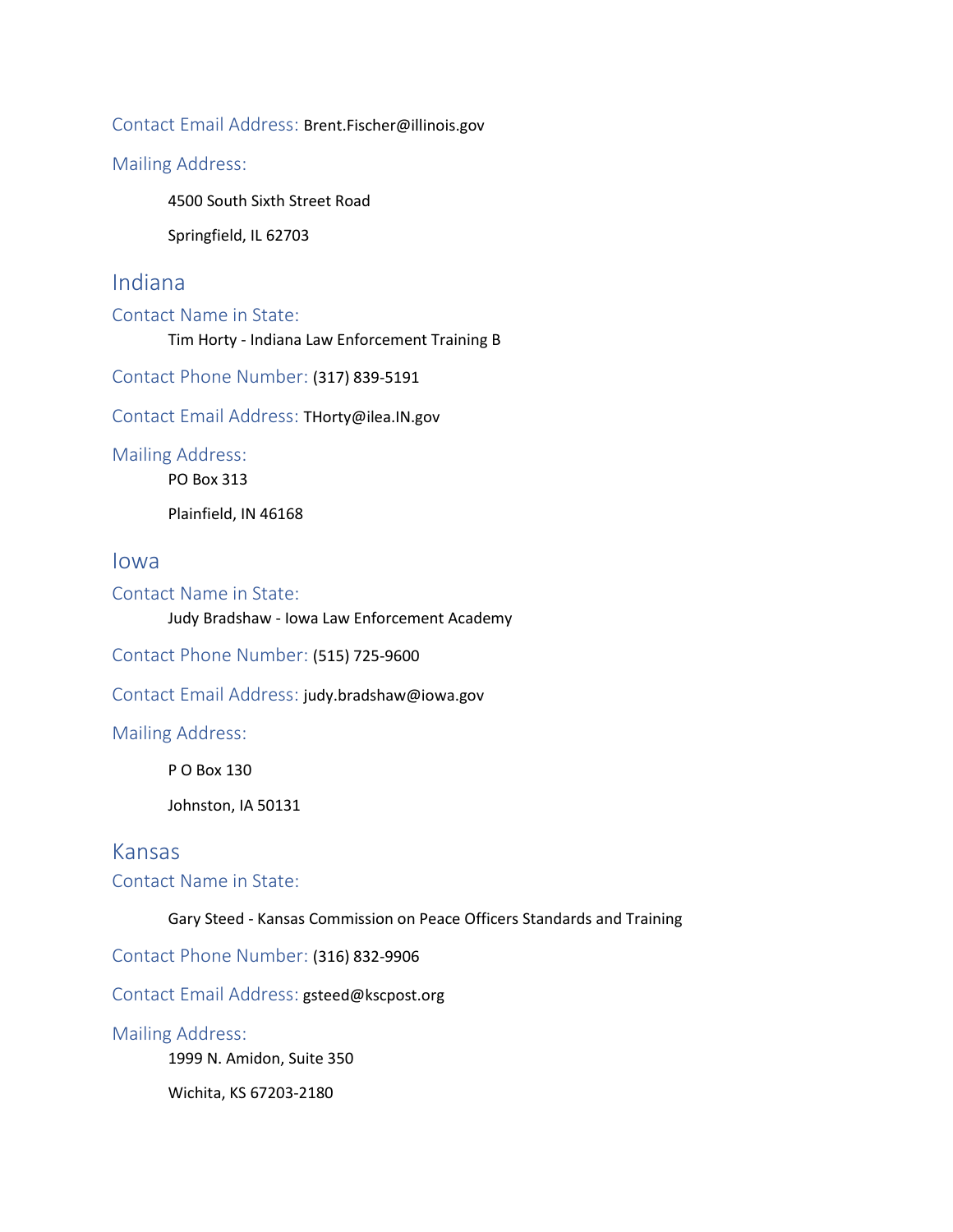Contact Email Address: Brent.Fischer@illinois.gov

Mailing Address:

4500 South Sixth Street Road

Springfield, IL 62703

## Indiana

Contact Name in State:

Tim Horty - Indiana Law Enforcement Training B

Contact Phone Number: (317) 839-5191

Contact Email Address: THorty@ilea.IN.gov

Mailing Address:

PO Box 313

Plainfield, IN 46168

## Iowa

Contact Name in State:

Judy Bradshaw - Iowa Law Enforcement Academy

Contact Phone Number: (515) 725-9600

Contact Email Address: judy.bradshaw@iowa.gov

Mailing Address:

P O Box 130

Johnston, IA 50131

## Kansas

Contact Name in State:

Gary Steed - Kansas Commission on Peace Officers Standards and Training

Contact Phone Number: (316) 832-9906

Contact Email Address: gsteed@kscpost.org

Mailing Address:

1999 N. Amidon, Suite 350

Wichita, KS 67203-2180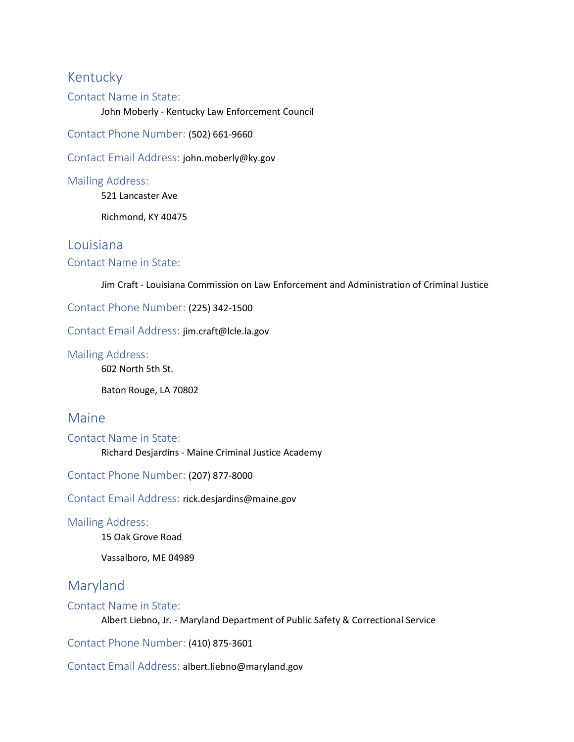## Kentucky

### Contact Name in State:

John Moberly - Kentucky Law Enforcement Council

**Contact Phone Number:** (502) 661-9660

**Contact Email Address:** john.moberly@ky.gov

### Mailing Address:

521 Lancaster Ave

Richmond, KY 40475

## Louisiana

### Contact Name in State:

Jim Craft - Louisiana Commission on Law Enforcement and Administration of Criminal Justice

**Contact Phone Number:** (225) 342-1500

**Contact Email Address:** jim.craft@lcle.la.gov

### Mailing Address:

602 North 5th St.

Baton Rouge, LA 70802

## Maine

### Contact Name in State:

Richard Desjardins - Maine Criminal Justice Academy

**Contact Phone Number:** (207) 877-8000

**Contact Email Address:** rick.desjardins@maine.gov

### Mailing Address:

15 Oak Grove Road

Vassalboro, ME 04989

## Maryland

### Contact Name in State:

Albert Liebno, Jr. - Maryland Department of Public Safety & Correctional Service

**Contact Phone Number:** (410) 875-3601

**Contact Email Address:** albert.liebno@maryland.gov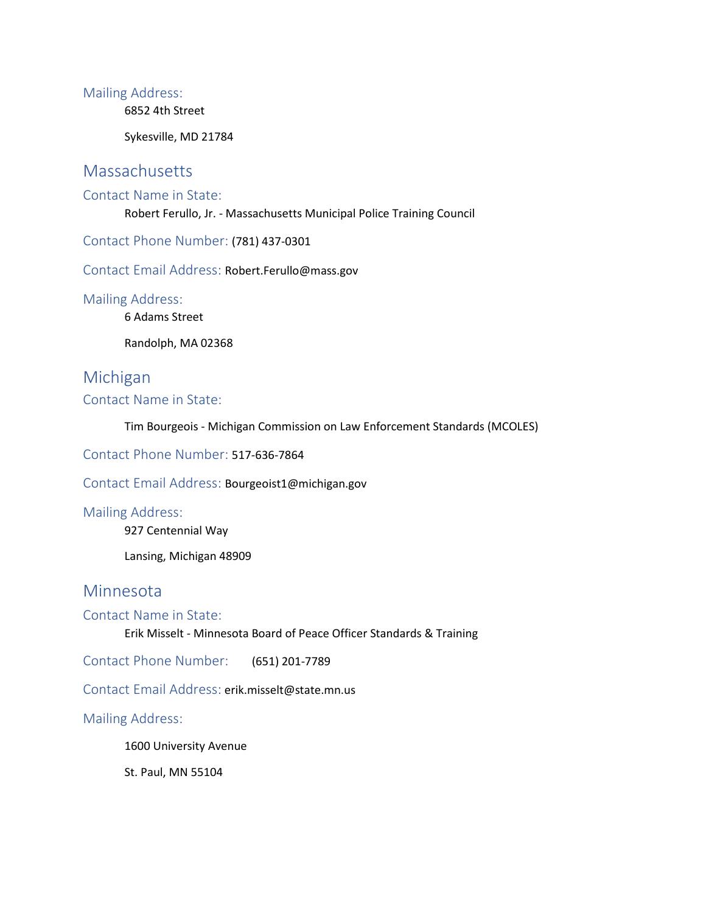### Mailing Address:

6852 4th Street

Sykesville, MD 21784

## Massachusetts

### Contact Name in State:

Robert Ferullo, Jr. - Massachusetts Municipal Police Training Council

### Contact Phone Number: (781) 437-0301

### Contact Email Address: Robert.Ferullo@mass.gov

### Mailing Address:

6 Adams Street

Randolph, MA 02368

## Michigan

### Contact Name in State:

Tim Bourgeois - Michigan Commission on Law Enforcement Standards (MCOLES)

### Contact Phone Number: 517-636-7864

### Contact Email Address: Bourgeoist1@michigan.gov

### Mailing Address:

927 Centennial Way

Lansing, Michigan 48909

## Minnesota

### Contact Name in State:

Erik Misselt - Minnesota Board of Peace Officer Standards & Training

### Contact Phone Number: (651) 201-7789

### Contact Email Address: erik.misselt@state.mn.us

### Mailing Address:

1600 University Avenue

St. Paul, MN 55104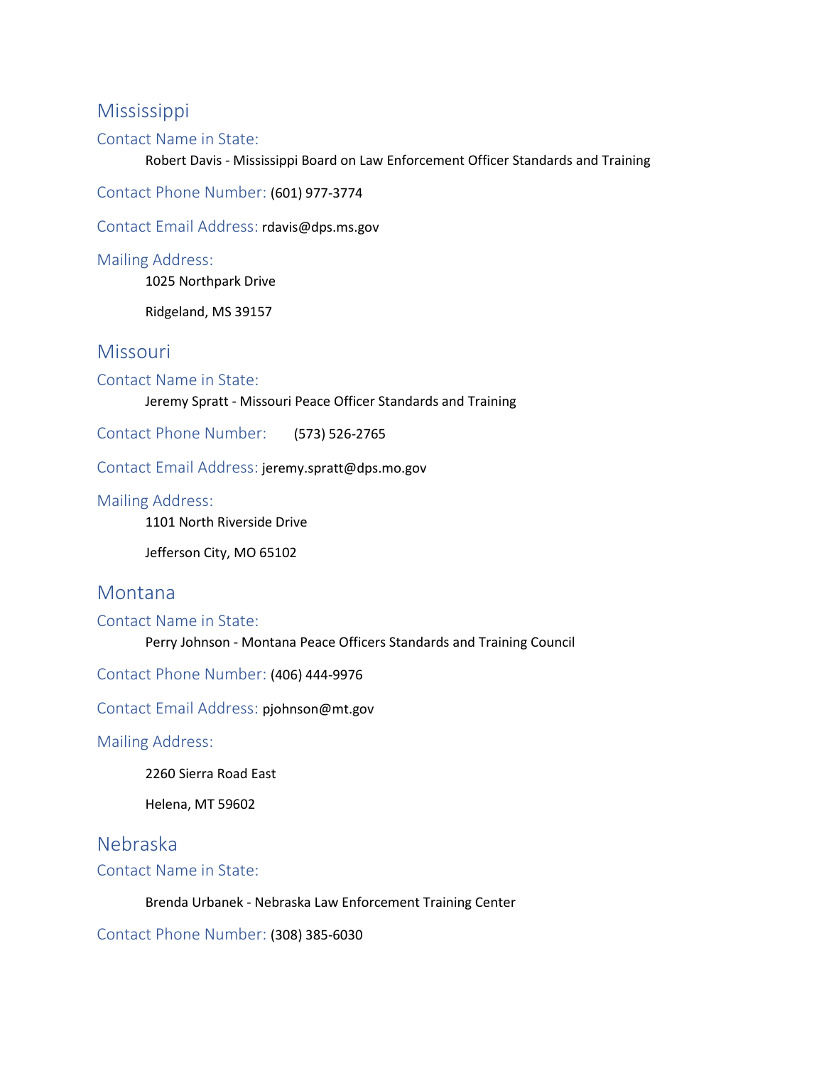## Mississippi

### Contact Name in State:

Robert Davis - Mississippi Board on Law Enforcement Officer Standards and Training

### Contact Phone Number: (601) 977-3774

### Contact Email Address: rdavis@dps.ms.gov

### Mailing Address:

1025 Northpark Drive

Ridgeland, MS 39157

## Missouri

### Contact Name in State:

Jeremy Spratt - Missouri Peace Officer Standards and Training

### Contact Phone Number: (573) 526-2765

### Contact Email Address: jeremy.spratt@dps.mo.gov

### Mailing Address:

1101 North Riverside Drive

Jefferson City, MO 65102

## Montana

### Contact Name in State:

Perry Johnson - Montana Peace Officers Standards and Training Council

### Contact Phone Number: (406) 444-9976

### Contact Email Address: pjohnson@mt.gov

### Mailing Address:

2260 Sierra Road East

Helena, MT 59602

## Nebraska

### Contact Name in State:

Brenda Urbanek - Nebraska Law Enforcement Training Center

### Contact Phone Number: (308) 385-6030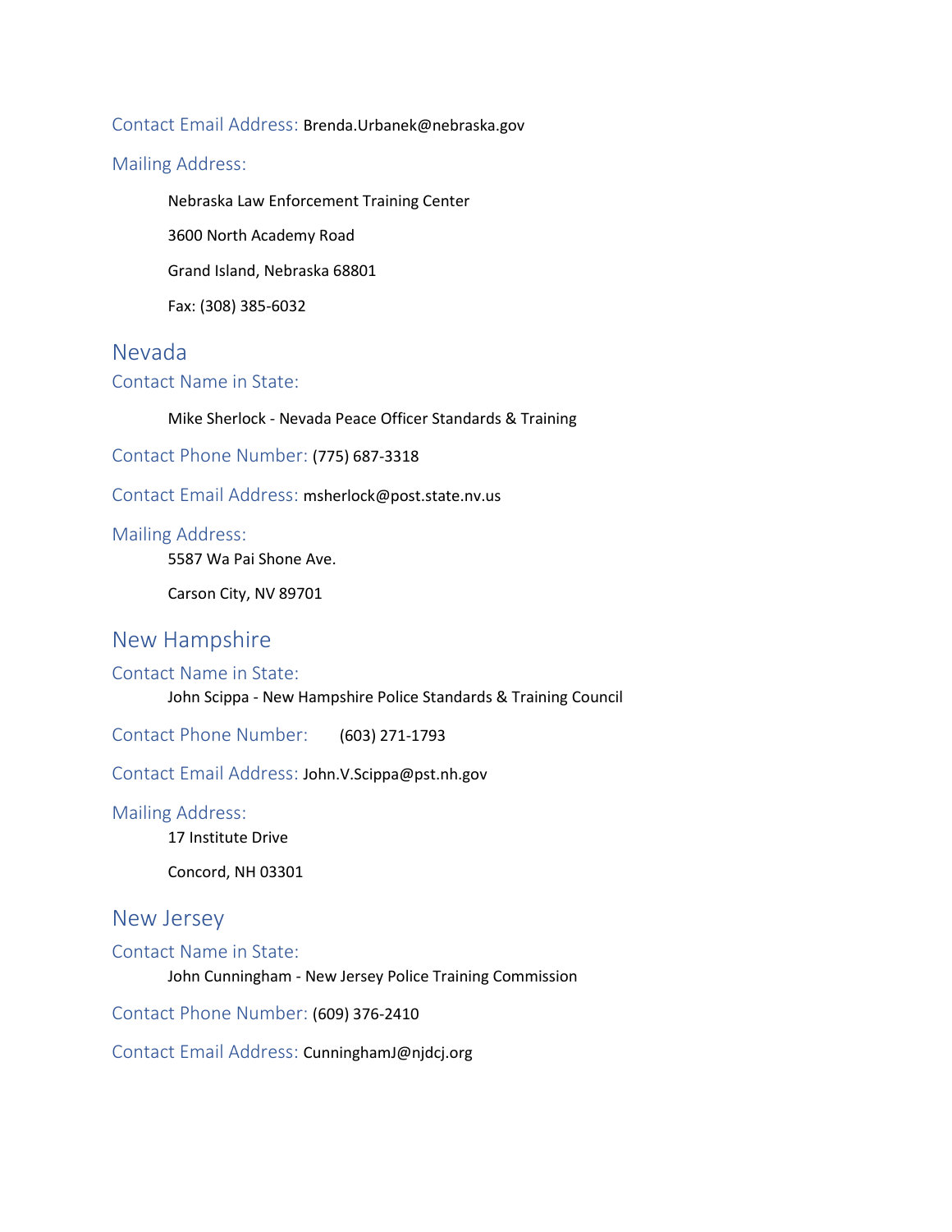Contact Email Address: Brenda.Urbanek@nebraska.gov

Mailing Address:

Nebraska Law Enforcement Training Center

3600 North Academy Road

Grand Island, Nebraska 68801

Fax: (308) 385-6032

## Nevada

### Contact Name in State:

Mike Sherlock - Nevada Peace Officer Standards & Training

Contact Phone Number: (775) 687-3318

Contact Email Address: msherlock@post.state.nv.us

Mailing Address:

5587 Wa Pai Shone Ave.

Carson City, NV 89701

## New Hampshire

### Contact Name in State:

John Scippa - New Hampshire Police Standards & Training Council

Contact Phone Number: (603) 271-1793

Contact Email Address: John.V.Scippa@pst.nh.gov

Mailing Address:

17 Institute Drive

Concord, NH 03301

## New Jersey

### Contact Name in State:

John Cunningham - New Jersey Police Training Commission

Contact Phone Number: (609) 376-2410

Contact Email Address: CunninghamJ@njdcj.org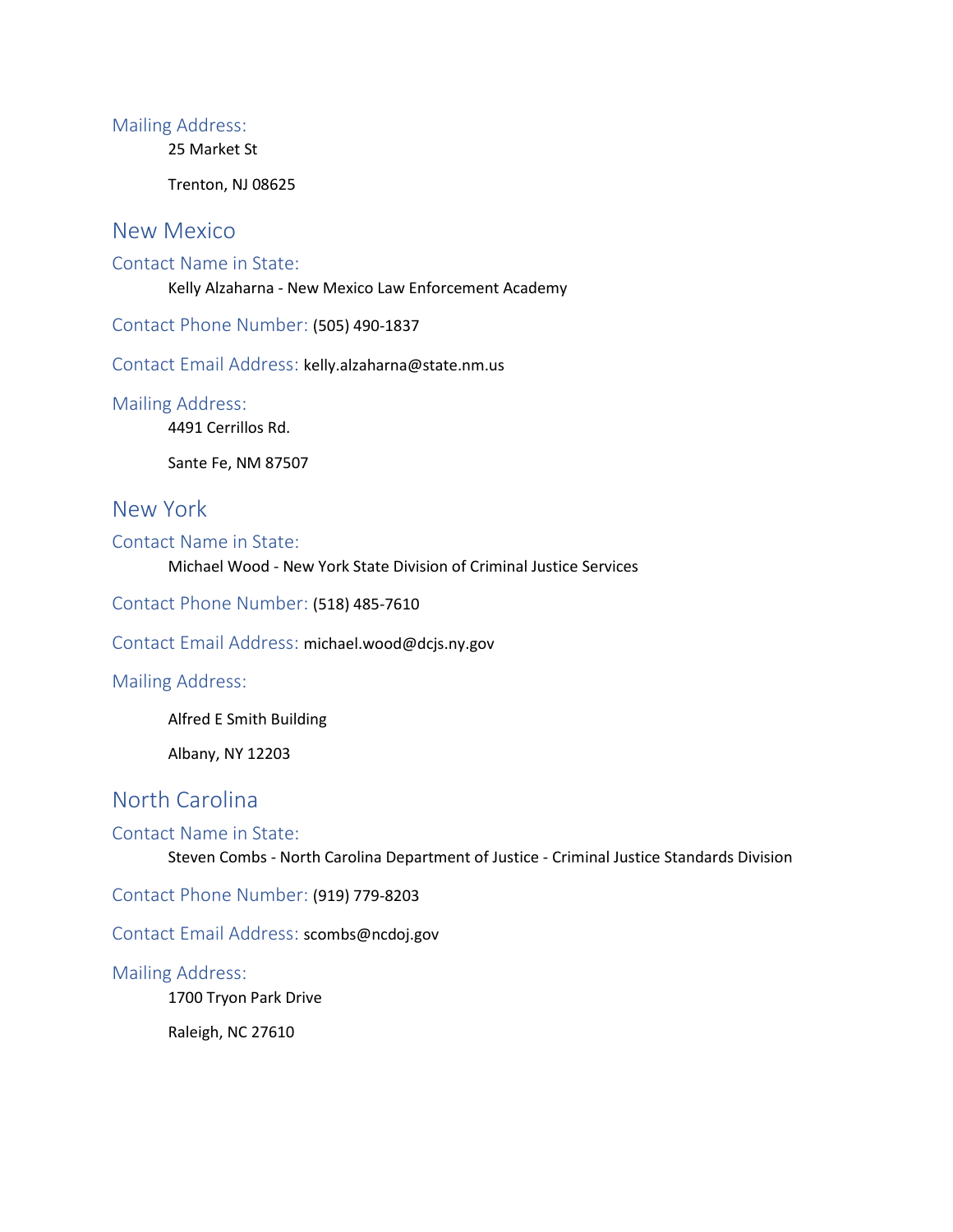### Mailing Address:

25 Market St

Trenton, NJ 08625

## New Mexico

### Contact Name in State:

Kelly Alzaharna - New Mexico Law Enforcement Academy

### Contact Phone Number: (505) 490-1837

### Contact Email Address: kelly.alzaharna@state.nm.us

### Mailing Address:

4491 Cerrillos Rd.

Sante Fe, NM 87507

## New York

### Contact Name in State:

Michael Wood - New York State Division of Criminal Justice Services

### Contact Phone Number: (518) 485-7610

### Contact Email Address: michael.wood@dcjs.ny.gov

### Mailing Address:

Alfred E Smith Building

Albany, NY 12203

## North Carolina

### Contact Name in State:

Steven Combs - North Carolina Department of Justice - Criminal Justice Standards Division

### Contact Phone Number: (919) 779-8203

### Contact Email Address: scombs@ncdoj.gov

### Mailing Address:

1700 Tryon Park Drive

Raleigh, NC 27610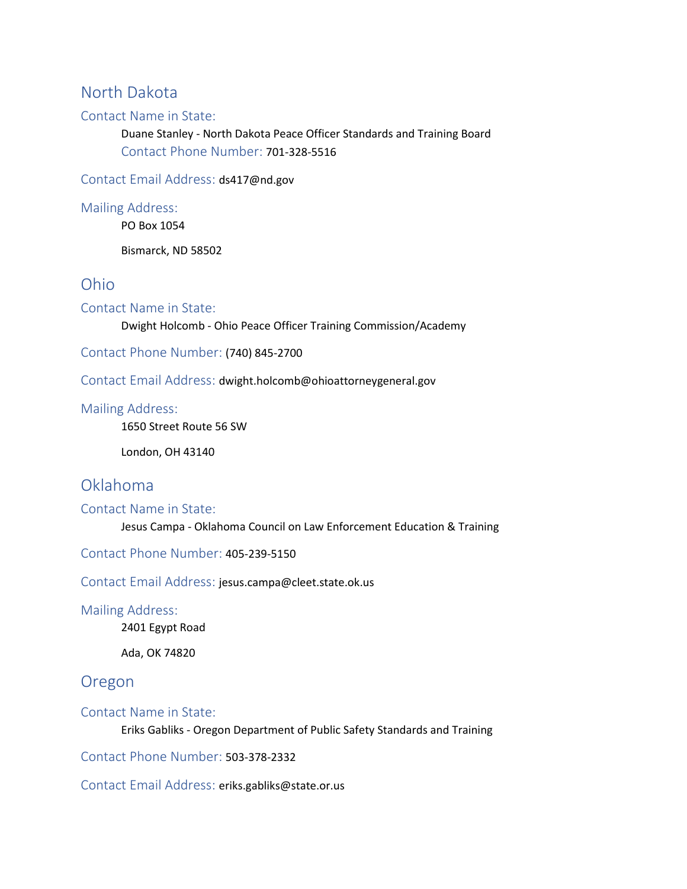## North Dakota

### Contact Name in State:

Duane Stanley - North Dakota Peace Officer Standards and Training Board

### Contact Phone Number: 701-328-5516

### Contact Email Address: ds417@nd.gov

### Mailing Address:

PO Box 1054

Bismarck, ND 58502

## Ohio

### Contact Name in State:

Dwight Holcomb - Ohio Peace Officer Training Commission/Academy

### Contact Phone Number: (740) 845-2700

### Contact Email Address: dwight.holcomb@ohioattorneygeneral.gov

### Mailing Address:

1650 Street Route 56 SW

London, OH 43140

## Oklahoma

### Contact Name in State:

Jesus Campa - Oklahoma Council on Law Enforcement Education & Training

### Contact Phone Number: 405-239-5150

### Contact Email Address: jesus.campa@cleet.state.ok.us

### Mailing Address:

2401 Egypt Road

Ada, OK 74820

## Oregon

### Contact Name in State:

Eriks Gabliks - Oregon Department of Public Safety Standards and Training

### Contact Phone Number: 503-378-2332

### Contact Email Address: eriks.gabliks@state.or.us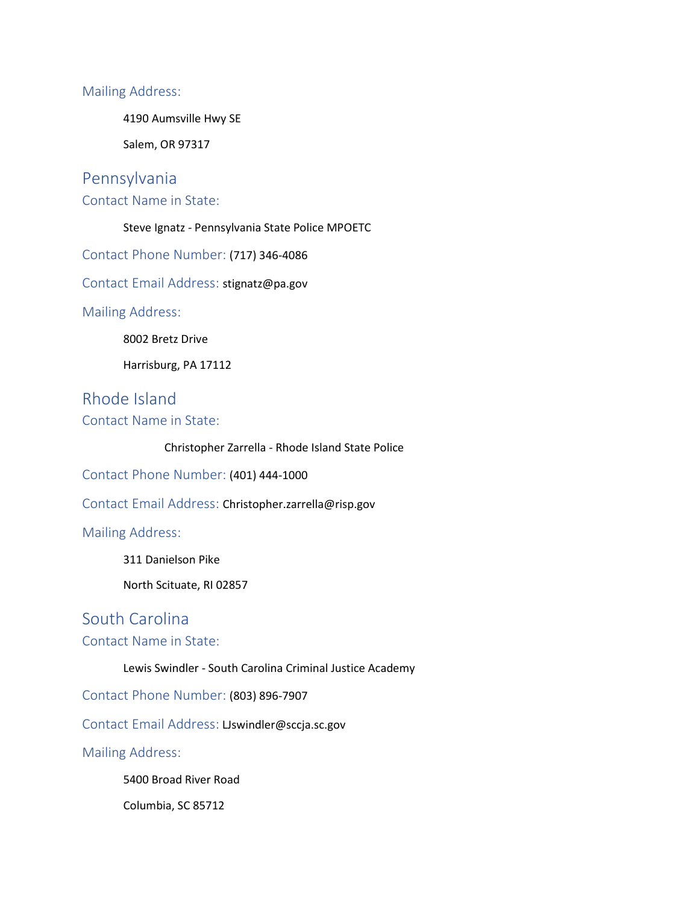### Mailing Address:

4190 Aumsville Hwy SE

Salem, OR 97317

## Pennsylvania

### Contact Name in State:

Steve Ignatz - Pennsylvania State Police MPOETC

### Contact Phone Number: (717) 346-4086

### Contact Email Address: stignatz@pa.gov

### Mailing Address:

8002 Bretz Drive

Harrisburg, PA 17112

## Rhode Island

### Contact Name in State:

Christopher Zarrella - Rhode Island State Police

### Contact Phone Number: (401) 444-1000

### Contact Email Address: Christopher.zarrella@risp.gov

### Mailing Address:

311 Danielson Pike

North Scituate, RI 02857

## South Carolina

### Contact Name in State:

Lewis Swindler - South Carolina Criminal Justice Academy

### Contact Phone Number: (803) 896-7907

### Contact Email Address: LJswindler@sccja.sc.gov

### Mailing Address:

5400 Broad River Road

Columbia, SC 85712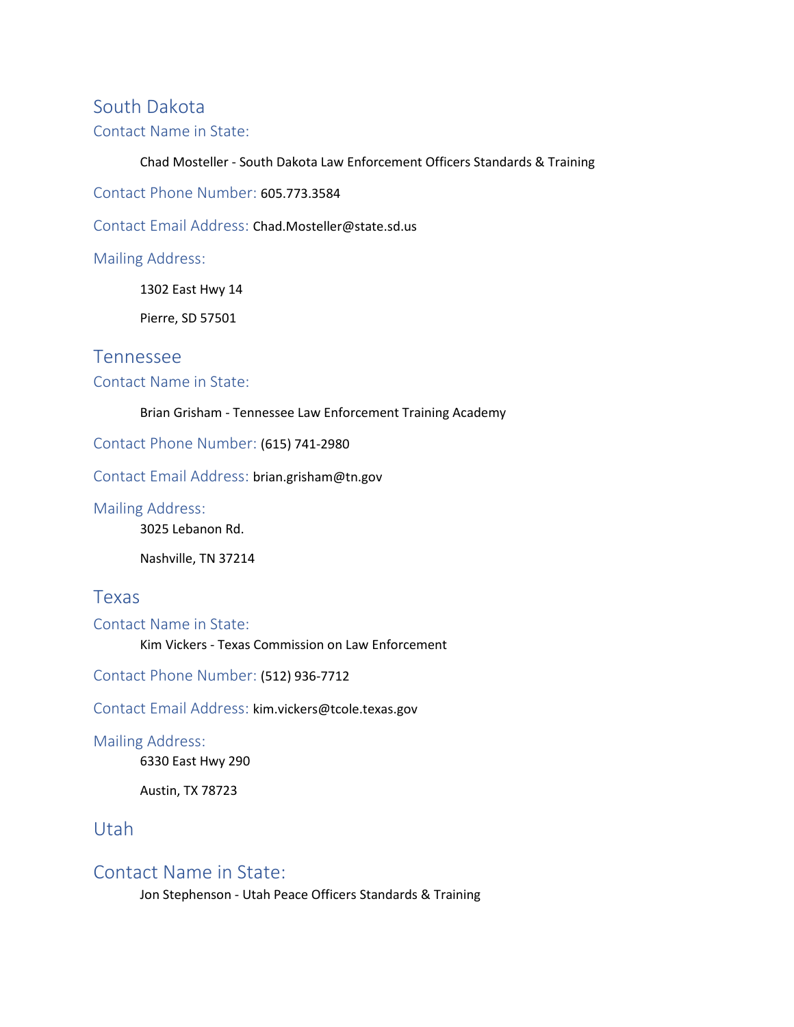## South Dakota

### Contact Name in State:

Chad Mosteller - South Dakota Law Enforcement Officers Standards & Training

### Contact Phone Number: 605.773.3584

### Contact Email Address: Chad.Mosteller@state.sd.us

### Mailing Address:

1302 East Hwy 14

Pierre, SD 57501

## Tennessee

### Contact Name in State:

Brian Grisham - Tennessee Law Enforcement Training Academy

### Contact Phone Number: (615) 741-2980

### Contact Email Address: brian.grisham@tn.gov

### Mailing Address:

3025 Lebanon Rd.

Nashville, TN 37214

## Texas

### Contact Name in State:

Kim Vickers - Texas Commission on Law Enforcement

### Contact Phone Number: (512) 936-7712

### Contact Email Address: kim.vickers@tcole.texas.gov

### Mailing Address:

6330 East Hwy 290

Austin, TX 78723

## Utah

### Contact Name in State:

Jon Stephenson - Utah Peace Officers Standards & Training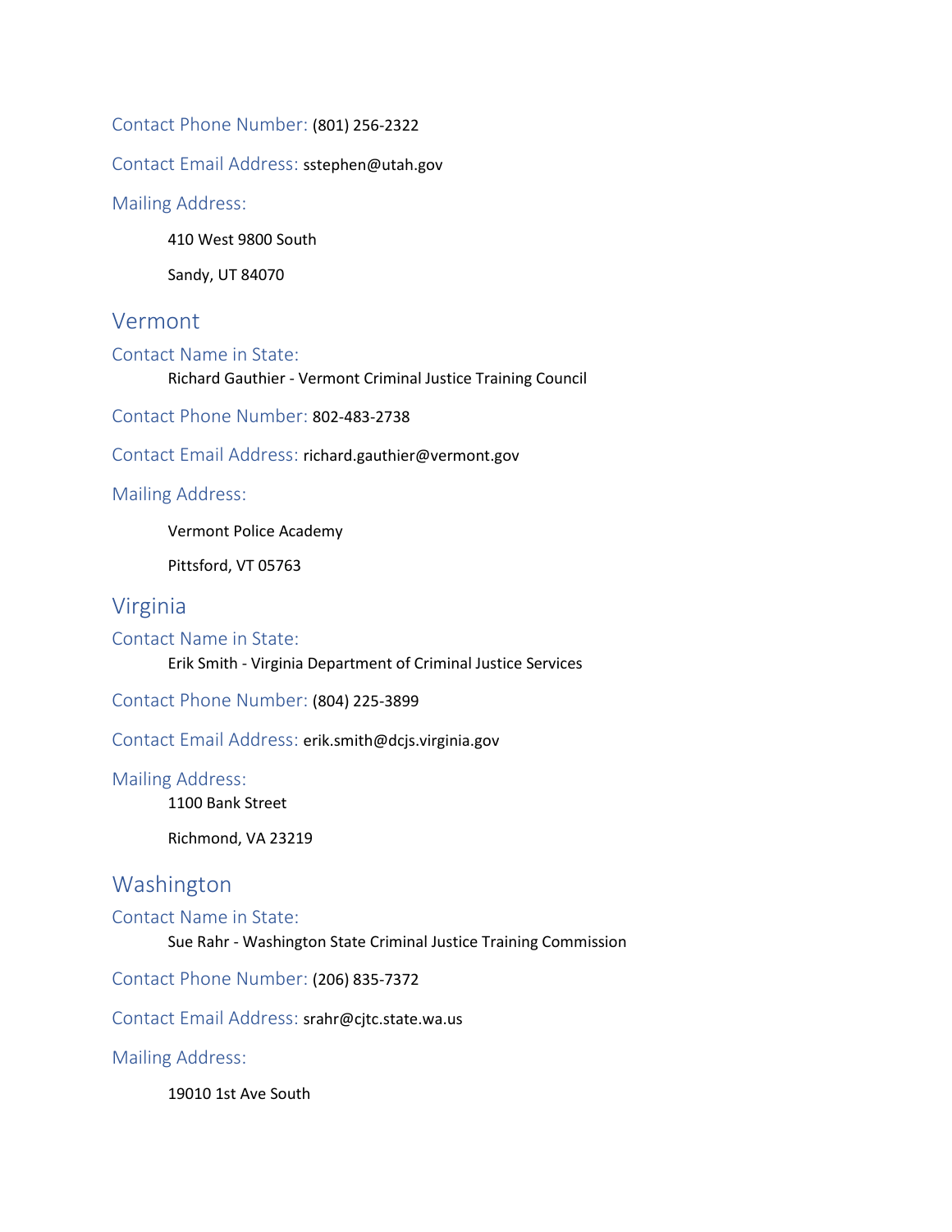Contact Phone Number: (801) 256-2322

Contact Email Address: sstephen@utah.gov

Mailing Address:

410 West 9800 South

Sandy, UT 84070

## Vermont

### Contact Name in State:

Richard Gauthier - Vermont Criminal Justice Training Council

Contact Phone Number: 802-483-2738

Contact Email Address: richard.gauthier@vermont.gov

Mailing Address:

Vermont Police Academy

Pittsford, VT 05763

## Virginia

### Contact Name in State:

Erik Smith - Virginia Department of Criminal Justice Services

Contact Phone Number: (804) 225-3899

Contact Email Address: erik.smith@dcjs.virginia.gov

Mailing Address:

1100 Bank Street

Richmond, VA 23219

## Washington

### Contact Name in State:

Sue Rahr - Washington State Criminal Justice Training Commission

Contact Phone Number: (206) 835-7372

Contact Email Address: srahr@cjtc.state.wa.us

Mailing Address:

19010 1st Ave South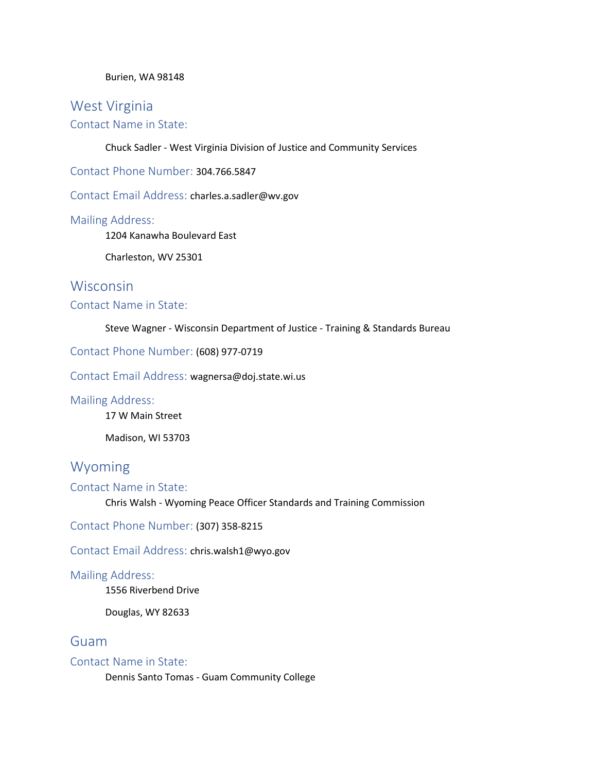Burien, WA 98148

## West Virginia

### Contact Name in State:

Chuck Sadler - West Virginia Division of Justice and Community Services

### Contact Phone Number: 304.766.5847

### Contact Email Address: charles.a.sadler@wv.gov

### Mailing Address:

1204 Kanawha Boulevard East

Charleston, WV 25301

## Wisconsin

### Contact Name in State:

Steve Wagner - Wisconsin Department of Justice - Training & Standards Bureau

### Contact Phone Number: (608) 977-0719

### Contact Email Address: wagnersa@doj.state.wi.us

### Mailing Address:

17 W Main Street

Madison, WI 53703

## Wyoming

### Contact Name in State:

Chris Walsh - Wyoming Peace Officer Standards and Training Commission

### Contact Phone Number: (307) 358-8215

### Contact Email Address: chris.walsh1@wyo.gov

### Mailing Address:

1556 Riverbend Drive

Douglas, WY 82633

## Guam

### Contact Name in State:

Dennis Santo Tomas - Guam Community College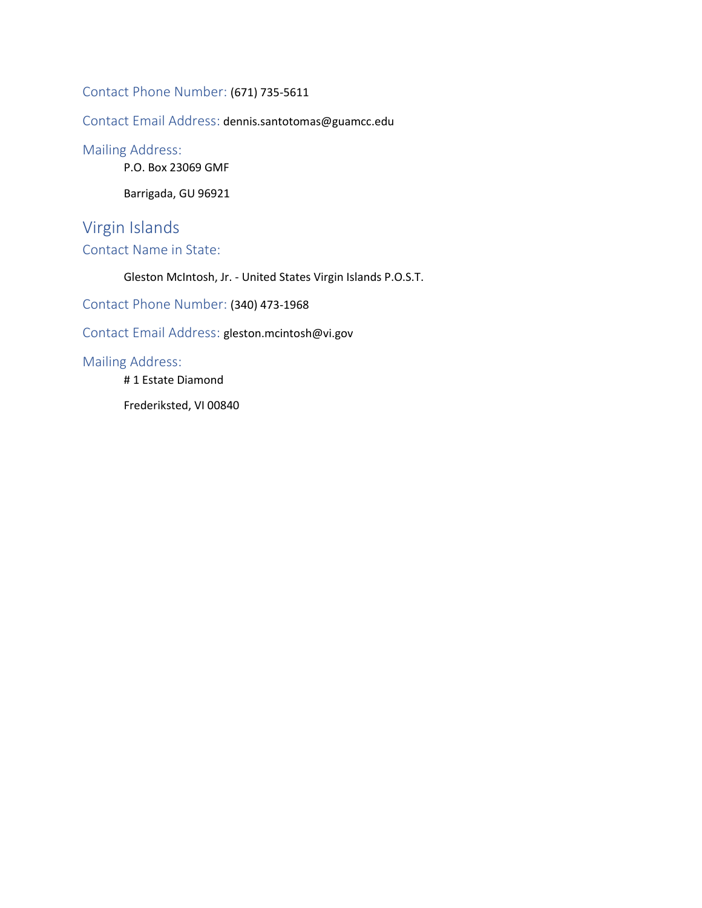Contact Phone Number: (671) 735-5611

Contact Email Address: dennis.santotomas@guamcc.edu

Mailing Address:

P.O. Box 23069 GMF

Barrigada, GU 96921

## Virgin Islands

Contact Name in State:

Gleston McIntosh, Jr. - United States Virgin Islands P.O.S.T.

Contact Phone Number: (340) 473-1968

Contact Email Address: gleston.mcintosh@vi.gov

Mailing Address:

# 1 Estate Diamond

Frederiksted, VI 00840